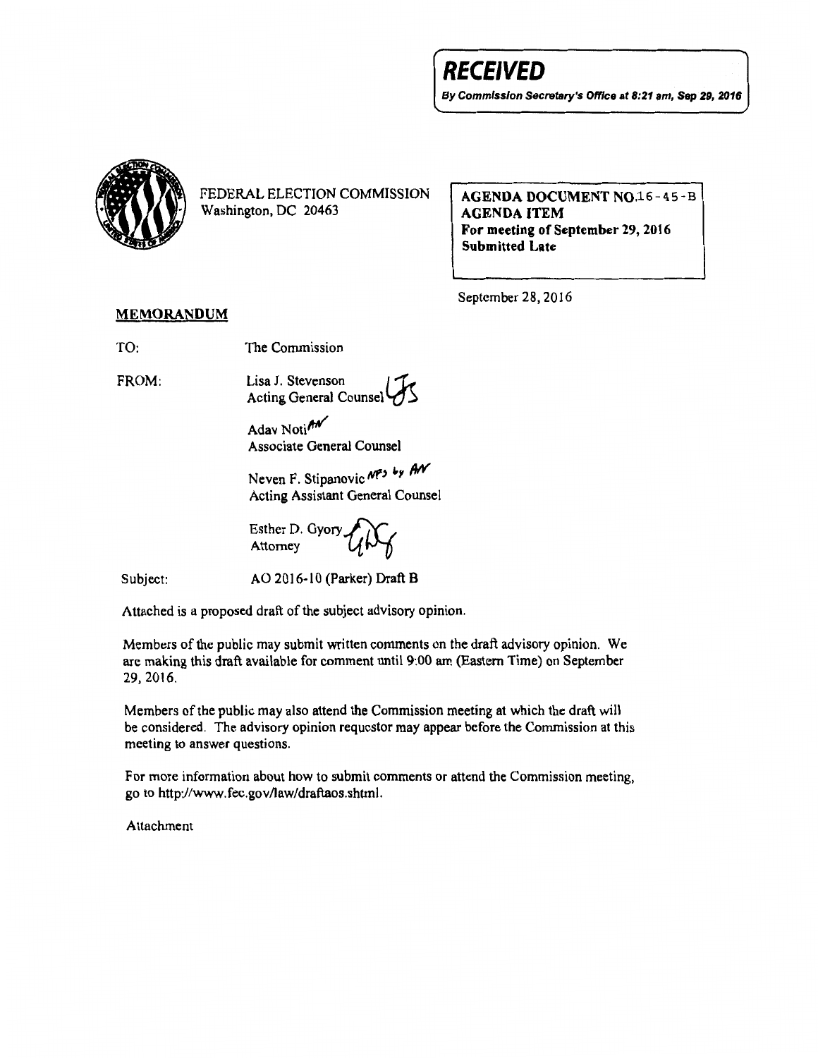**RECEIVED**

*By Commission Secretary's Office at 8:21 am, Sep 29, 2016*

FEDERAL ELECTION COMMISSION
Washington, DC 20463

**AGENDA DOCUMENT NO.16-45-B**
**AGENDA ITEM**
**For meeting of September 29, 2016**
**Submitted Late**

September 28, 2016

**MEMORANDUM**

TO: The Commission

FROM: Lisa J. Stevenson
Acting General Counsel

Adav Noti
Associate General Counsel

Neven F. Stipanovic
Acting Assistant General Counsel

Esther D. Gyory
Attorney

Subject: AO 2016-10 (Parker) Draft B

Attached is a proposed draft of the subject advisory opinion.

Members of the public may submit written comments on the draft advisory opinion. We are making this draft available for comment until 9:00 am (Eastern Time) on September 29, 2016.

Members of the public may also attend the Commission meeting at which the draft will be considered. The advisory opinion requestor may appear before the Commission at this meeting to answer questions.

For more information about how to submit comments or attend the Commission meeting, go to http://www.fec.gov/law/draftaos.shtml.

Attachment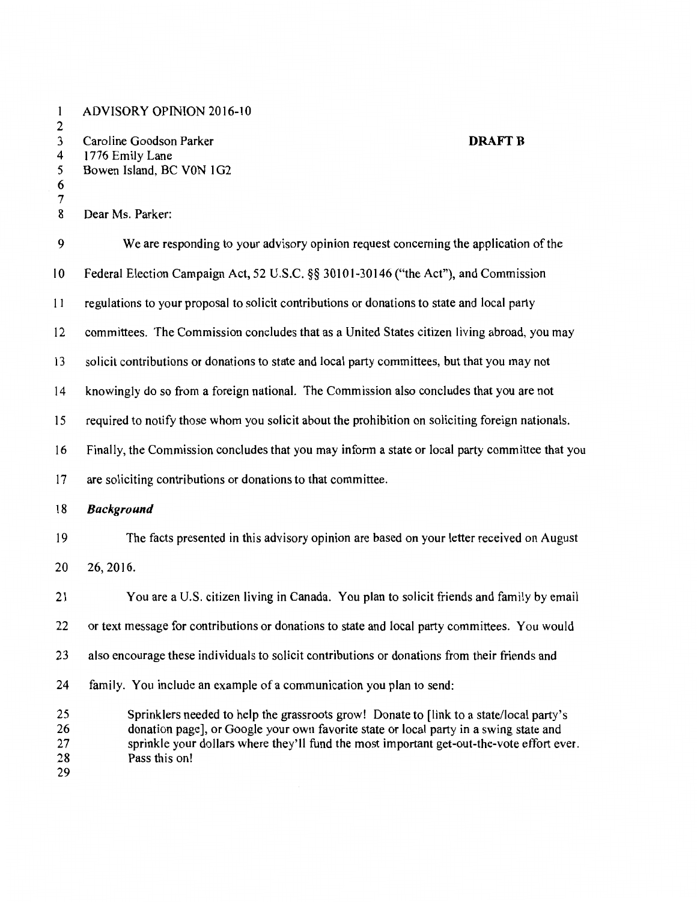ADVISORY OPINION 2016-10

Caroline Goodson Parker
1776 Emily Lane
Bowen Island, BC V0N 1G2

**DRAFT B**

Dear Ms. Parker:

We are responding to your advisory opinion request concerning the application of the Federal Election Campaign Act, 52 U.S.C. §§ 30101-30146 ("the Act"), and Commission regulations to your proposal to solicit contributions or donations to state and local party committees. The Commission concludes that as a United States citizen living abroad, you may solicit contributions or donations to state and local party committees, but that you may not knowingly do so from a foreign national. The Commission also concludes that you are not required to notify those whom you solicit about the prohibition on soliciting foreign nationals. Finally, the Commission concludes that you may inform a state or local party committee that you are soliciting contributions or donations to that committee.

***Background***

The facts presented in this advisory opinion are based on your letter received on August 26, 2016.

You are a U.S. citizen living in Canada. You plan to solicit friends and family by email or text message for contributions or donations to state and local party committees. You would also encourage these individuals to solicit contributions or donations from their friends and family. You include an example of a communication you plan to send:

> Sprinklers needed to help the grassroots grow! Donate to [link to a state/local party's donation page], or Google your own favorite state or local party in a swing state and sprinkle your dollars where they'll fund the most important get-out-the-vote effort ever. Pass this on!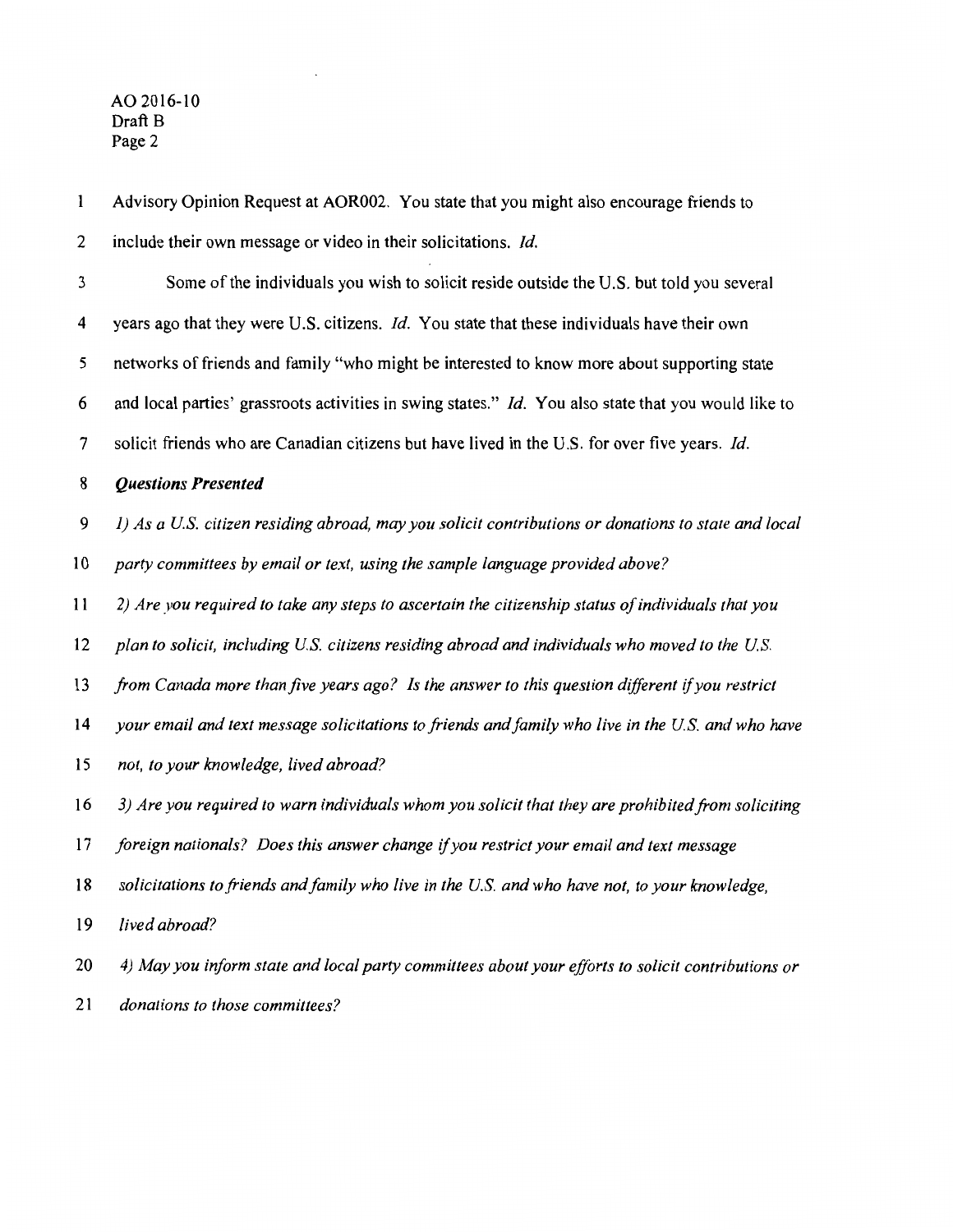Advisory Opinion Request at AOR002. You state that you might also encourage friends to include their own message or video in their solicitations. *Id.*

Some of the individuals you wish to solicit reside outside the U.S. but told you several years ago that they were U.S. citizens. *Id.* You state that these individuals have their own networks of friends and family "who might be interested to know more about supporting state and local parties' grassroots activities in swing states." *Id.* You also state that you would like to solicit friends who are Canadian citizens but have lived in the U.S. for over five years. *Id.*

***Questions Presented***

*1) As a U.S. citizen residing abroad, may you solicit contributions or donations to state and local party committees by email or text, using the sample language provided above?*

*2) Are you required to take any steps to ascertain the citizenship status of individuals that you plan to solicit, including U.S. citizens residing abroad and individuals who moved to the U.S. from Canada more than five years ago? Is the answer to this question different if you restrict your email and text message solicitations to friends and family who live in the U.S. and who have not, to your knowledge, lived abroad?*

*3) Are you required to warn individuals whom you solicit that they are prohibited from soliciting foreign nationals? Does this answer change if you restrict your email and text message solicitations to friends and family who live in the U.S. and who have not, to your knowledge, lived abroad?*

*4) May you inform state and local party committees about your efforts to solicit contributions or donations to those committees?*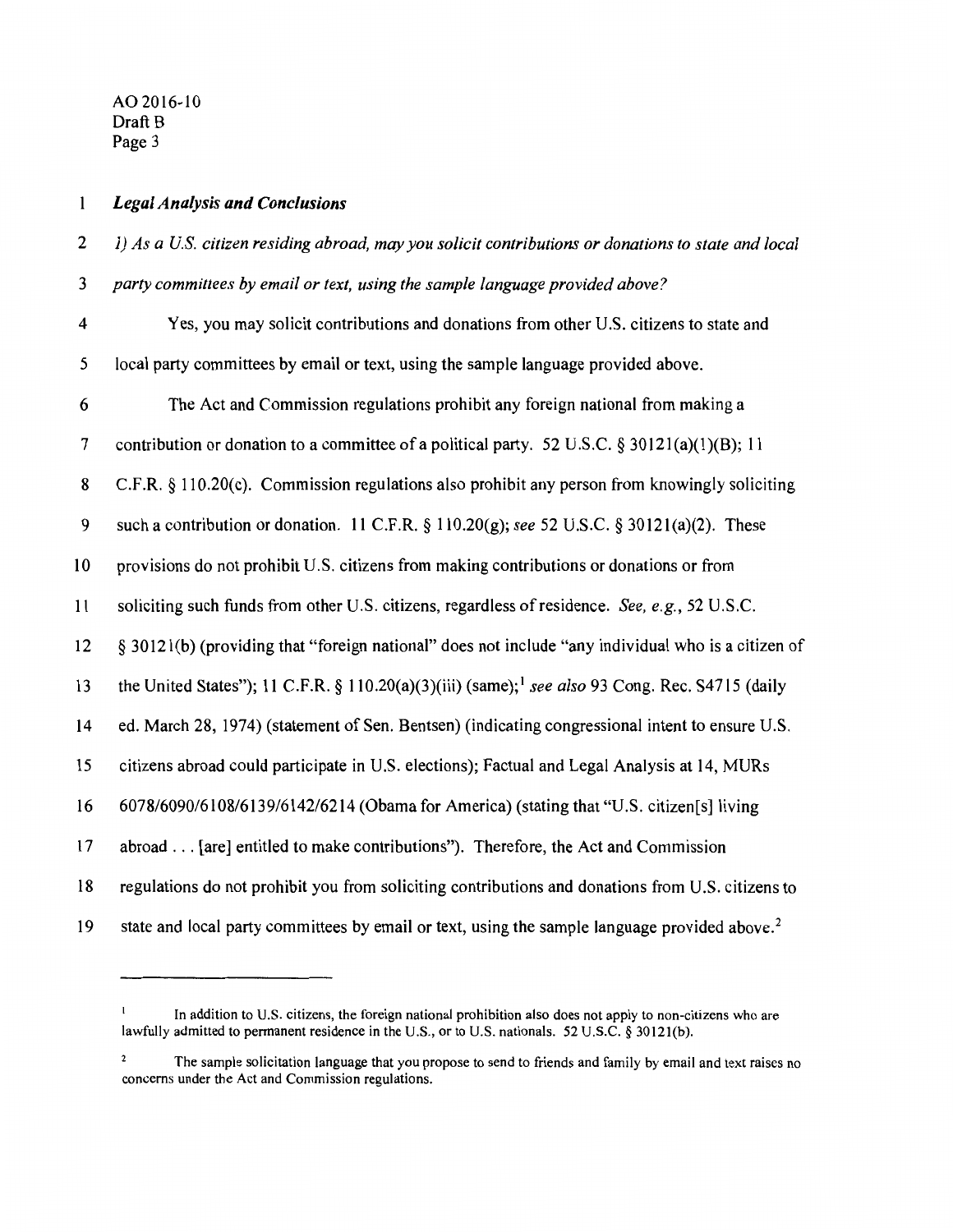***Legal Analysis and Conclusions***

*1) As a U.S. citizen residing abroad, may you solicit contributions or donations to state and local party committees by email or text, using the sample language provided above?*

Yes, you may solicit contributions and donations from other U.S. citizens to state and local party committees by email or text, using the sample language provided above.

The Act and Commission regulations prohibit any foreign national from making a contribution or donation to a committee of a political party. 52 U.S.C. § 30121(a)(1)(B); 11 C.F.R. § 110.20(c). Commission regulations also prohibit any person from knowingly soliciting such a contribution or donation. 11 C.F.R. § 110.20(g); *see* 52 U.S.C. § 30121(a)(2). These provisions do not prohibit U.S. citizens from making contributions or donations or from soliciting such funds from other U.S. citizens, regardless of residence. *See, e.g.*, 52 U.S.C. § 30121(b) (providing that "foreign national" does not include "any individual who is a citizen of the United States"); 11 C.F.R. § 110.20(a)(3)(iii) (same);[1] *see also* 93 Cong. Rec. S4715 (daily ed. March 28, 1974) (statement of Sen. Bentsen) (indicating congressional intent to ensure U.S. citizens abroad could participate in U.S. elections); Factual and Legal Analysis at 14, MURs 6078/6090/6108/6139/6142/6214 (Obama for America) (stating that "U.S. citizen[s] living abroad . . . [are] entitled to make contributions"). Therefore, the Act and Commission regulations do not prohibit you from soliciting contributions and donations from U.S. citizens to state and local party committees by email or text, using the sample language provided above.[2]

---

[1] In addition to U.S. citizens, the foreign national prohibition also does not apply to non-citizens who are lawfully admitted to permanent residence in the U.S., or to U.S. nationals. 52 U.S.C. § 30121(b).

[2] The sample solicitation language that you propose to send to friends and family by email and text raises no concerns under the Act and Commission regulations.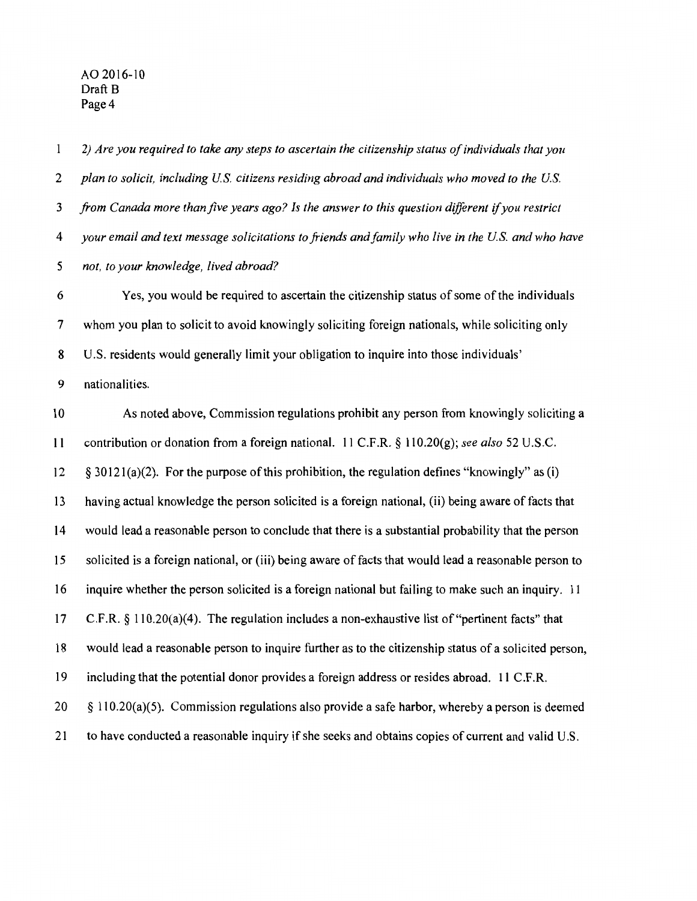*2) Are you required to take any steps to ascertain the citizenship status of individuals that you plan to solicit, including U.S. citizens residing abroad and individuals who moved to the U.S. from Canada more than five years ago? Is the answer to this question different if you restrict your email and text message solicitations to friends and family who live in the U.S. and who have not, to your knowledge, lived abroad?*

Yes, you would be required to ascertain the citizenship status of some of the individuals whom you plan to solicit to avoid knowingly soliciting foreign nationals, while soliciting only U.S. residents would generally limit your obligation to inquire into those individuals' nationalities.

As noted above, Commission regulations prohibit any person from knowingly soliciting a contribution or donation from a foreign national. 11 C.F.R. § 110.20(g); *see also* 52 U.S.C. § 30121(a)(2). For the purpose of this prohibition, the regulation defines "knowingly" as (i) having actual knowledge the person solicited is a foreign national, (ii) being aware of facts that would lead a reasonable person to conclude that there is a substantial probability that the person solicited is a foreign national, or (iii) being aware of facts that would lead a reasonable person to inquire whether the person solicited is a foreign national but failing to make such an inquiry. 11 C.F.R. § 110.20(a)(4). The regulation includes a non-exhaustive list of "pertinent facts" that would lead a reasonable person to inquire further as to the citizenship status of a solicited person, including that the potential donor provides a foreign address or resides abroad. 11 C.F.R. § 110.20(a)(5). Commission regulations also provide a safe harbor, whereby a person is deemed to have conducted a reasonable inquiry if she seeks and obtains copies of current and valid U.S.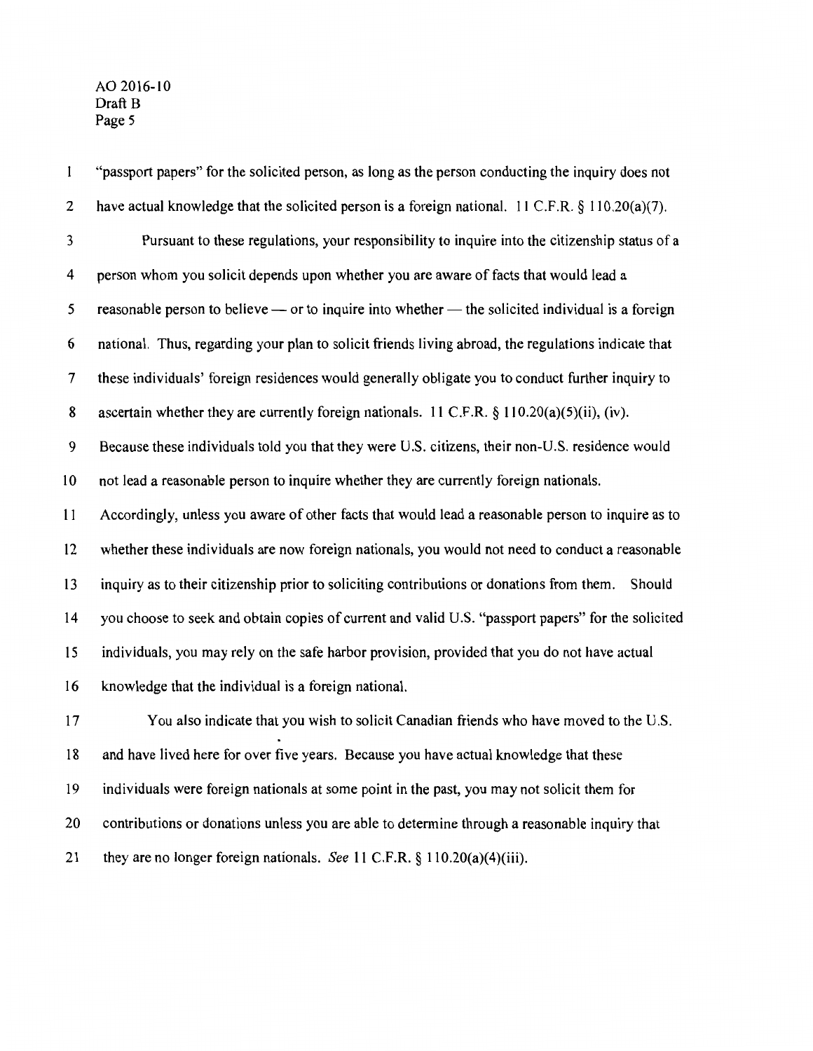"passport papers" for the solicited person, as long as the person conducting the inquiry does not have actual knowledge that the solicited person is a foreign national. 11 C.F.R. § 110.20(a)(7).

Pursuant to these regulations, your responsibility to inquire into the citizenship status of a person whom you solicit depends upon whether you are aware of facts that would lead a reasonable person to believe — or to inquire into whether — the solicited individual is a foreign national. Thus, regarding your plan to solicit friends living abroad, the regulations indicate that these individuals' foreign residences would generally obligate you to conduct further inquiry to ascertain whether they are currently foreign nationals. 11 C.F.R. § 110.20(a)(5)(ii), (iv). Because these individuals told you that they were U.S. citizens, their non-U.S. residence would not lead a reasonable person to inquire whether they are currently foreign nationals. Accordingly, unless you aware of other facts that would lead a reasonable person to inquire as to whether these individuals are now foreign nationals, you would not need to conduct a reasonable inquiry as to their citizenship prior to soliciting contributions or donations from them. Should you choose to seek and obtain copies of current and valid U.S. "passport papers" for the solicited individuals, you may rely on the safe harbor provision, provided that you do not have actual knowledge that the individual is a foreign national.

You also indicate that you wish to solicit Canadian friends who have moved to the U.S. and have lived here for over five years. Because you have actual knowledge that these individuals were foreign nationals at some point in the past, you may not solicit them for contributions or donations unless you are able to determine through a reasonable inquiry that they are no longer foreign nationals. *See* 11 C.F.R. § 110.20(a)(4)(iii).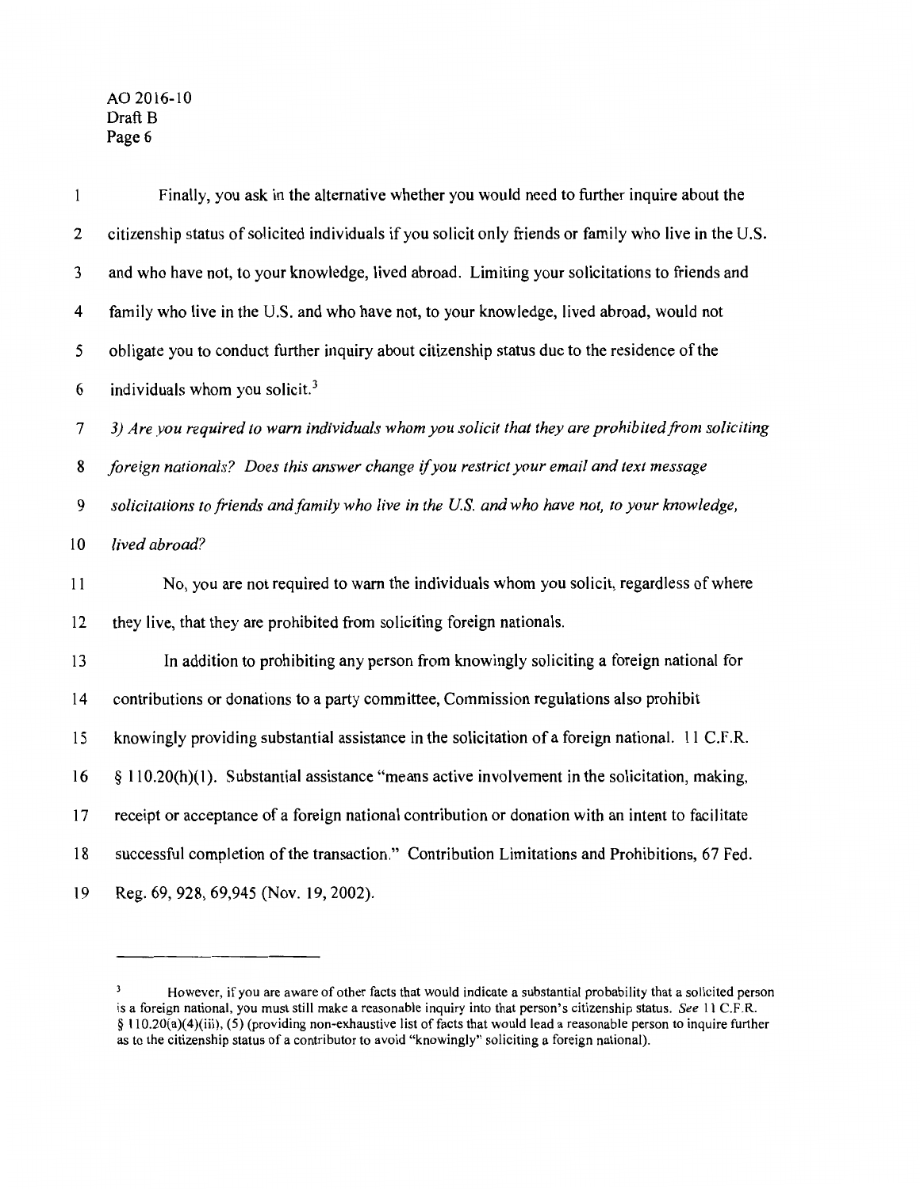Finally, you ask in the alternative whether you would need to further inquire about the citizenship status of solicited individuals if you solicit only friends or family who live in the U.S. and who have not, to your knowledge, lived abroad. Limiting your solicitations to friends and family who live in the U.S. and who have not, to your knowledge, lived abroad, would not obligate you to conduct further inquiry about citizenship status due to the residence of the individuals whom you solicit.[3]

*3) Are you required to warn individuals whom you solicit that they are prohibited from soliciting foreign nationals? Does this answer change if you restrict your email and text message solicitations to friends and family who live in the U.S. and who have not, to your knowledge, lived abroad?*

No, you are not required to warn the individuals whom you solicit, regardless of where they live, that they are prohibited from soliciting foreign nationals.

In addition to prohibiting any person from knowingly soliciting a foreign national for contributions or donations to a party committee, Commission regulations also prohibit knowingly providing substantial assistance in the solicitation of a foreign national. 11 C.F.R. § 110.20(h)(1). Substantial assistance "means active involvement in the solicitation, making, receipt or acceptance of a foreign national contribution or donation with an intent to facilitate successful completion of the transaction." Contribution Limitations and Prohibitions, 67 Fed. Reg. 69, 928, 69,945 (Nov. 19, 2002).

---

[3] However, if you are aware of other facts that would indicate a substantial probability that a solicited person is a foreign national, you must still make a reasonable inquiry into that person's citizenship status. *See* 11 C.F.R. § 110.20(a)(4)(iii), (5) (providing non-exhaustive list of facts that would lead a reasonable person to inquire further as to the citizenship status of a contributor to avoid "knowingly" soliciting a foreign national).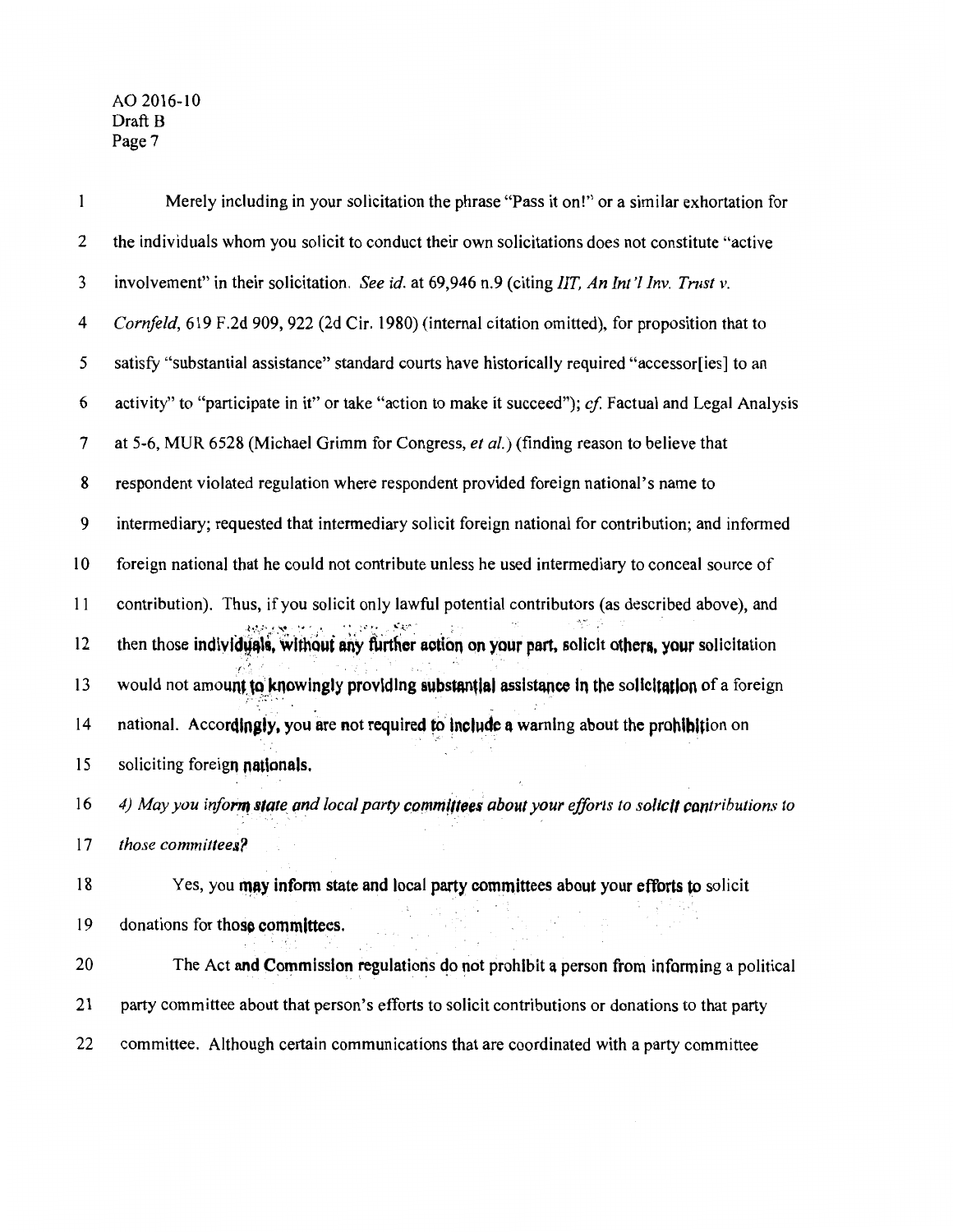Merely including in your solicitation the phrase "Pass it on!" or a similar exhortation for the individuals whom you solicit to conduct their own solicitations does not constitute "active involvement" in their solicitation. *See id.* at 69,946 n.9 (citing *IIT, An Int'l Inv. Trust v. Cornfeld*, 619 F.2d 909, 922 (2d Cir. 1980) (internal citation omitted), for proposition that to satisfy "substantial assistance" standard courts have historically required "accessor[ies] to an activity" to "participate in it" or take "action to make it succeed"); *cf.* Factual and Legal Analysis at 5-6, MUR 6528 (Michael Grimm for Congress, *et al.*) (finding reason to believe that respondent violated regulation where respondent provided foreign national's name to intermediary; requested that intermediary solicit foreign national for contribution; and informed foreign national that he could not contribute unless he used intermediary to conceal source of contribution). Thus, if you solicit only lawful potential contributors (as described above), and then those individuals, without any further action on your part, solicit others, your solicitation would not amount to knowingly providing substantial assistance in the solicitation of a foreign national. Accordingly, you are not required to include a warning about the prohibition on soliciting foreign nationals.

*4) May you inform state and local party committees about your efforts to solicit contributions to those committees?*

Yes, you may inform state and local party committees about your efforts to solicit donations for those committees.

The Act and Commission regulations do not prohibit a person from informing a political party committee about that person's efforts to solicit contributions or donations to that party committee. Although certain communications that are coordinated with a party committee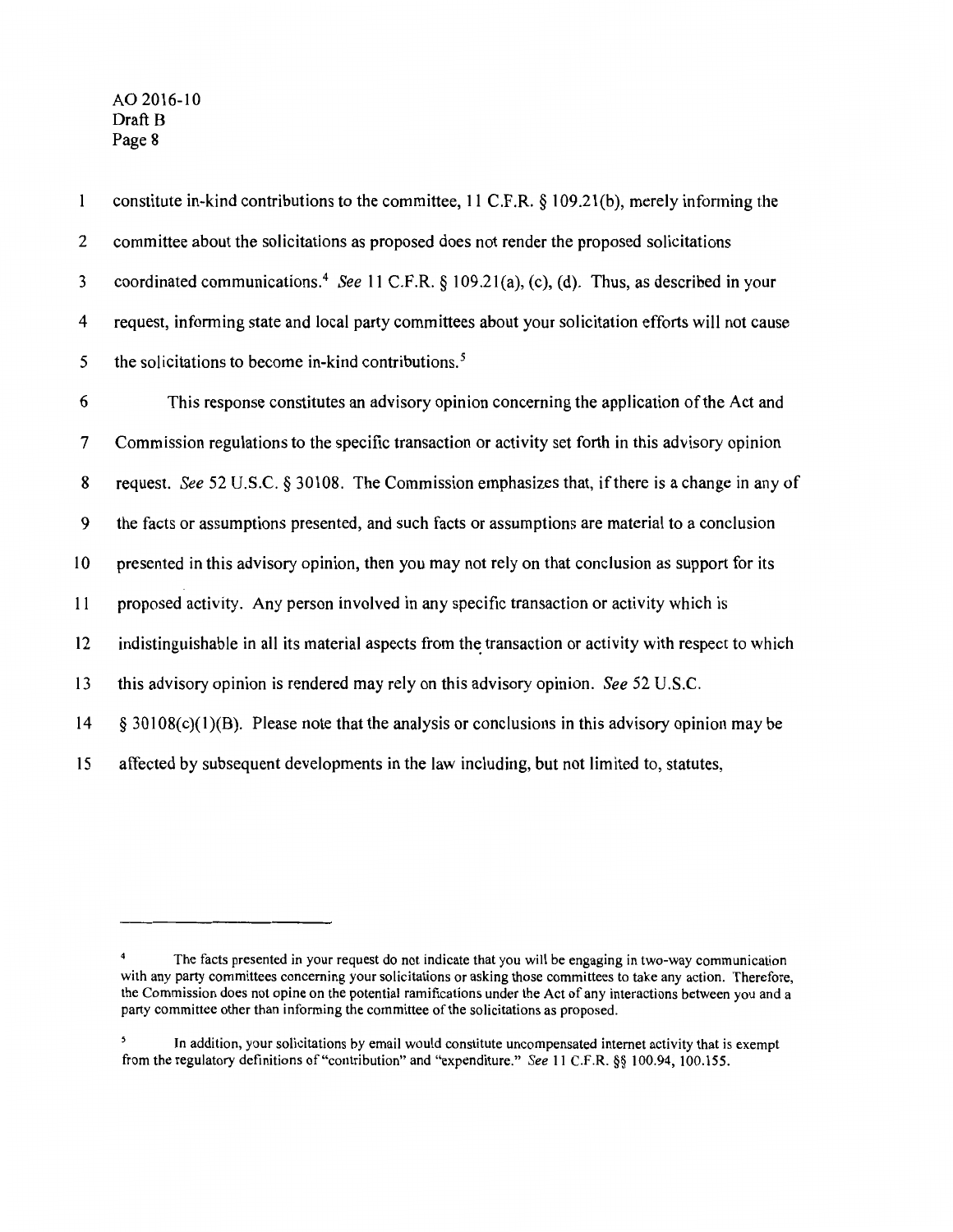constitute in-kind contributions to the committee, 11 C.F.R. § 109.21(b), merely informing the committee about the solicitations as proposed does not render the proposed solicitations coordinated communications.[4] *See* 11 C.F.R. § 109.21(a), (c), (d). Thus, as described in your request, informing state and local party committees about your solicitation efforts will not cause the solicitations to become in-kind contributions.[5]

This response constitutes an advisory opinion concerning the application of the Act and Commission regulations to the specific transaction or activity set forth in this advisory opinion request. *See* 52 U.S.C. § 30108. The Commission emphasizes that, if there is a change in any of the facts or assumptions presented, and such facts or assumptions are material to a conclusion presented in this advisory opinion, then you may not rely on that conclusion as support for its proposed activity. Any person involved in any specific transaction or activity which is indistinguishable in all its material aspects from the transaction or activity with respect to which this advisory opinion is rendered may rely on this advisory opinion. *See* 52 U.S.C. § 30108(c)(1)(B). Please note that the analysis or conclusions in this advisory opinion may be affected by subsequent developments in the law including, but not limited to, statutes,

---

[4] The facts presented in your request do not indicate that you will be engaging in two-way communication with any party committees concerning your solicitations or asking those committees to take any action. Therefore, the Commission does not opine on the potential ramifications under the Act of any interactions between you and a party committee other than informing the committee of the solicitations as proposed.

[5] In addition, your solicitations by email would constitute uncompensated internet activity that is exempt from the regulatory definitions of "contribution" and "expenditure." *See* 11 C.F.R. §§ 100.94, 100.155.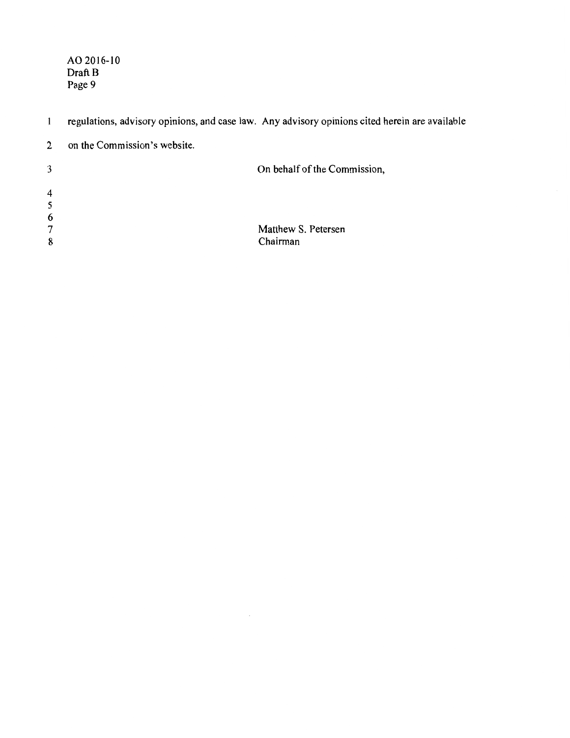regulations, advisory opinions, and case law. Any advisory opinions cited herein are available on the Commission's website.

On behalf of the Commission,

Matthew S. Petersen
Chairman